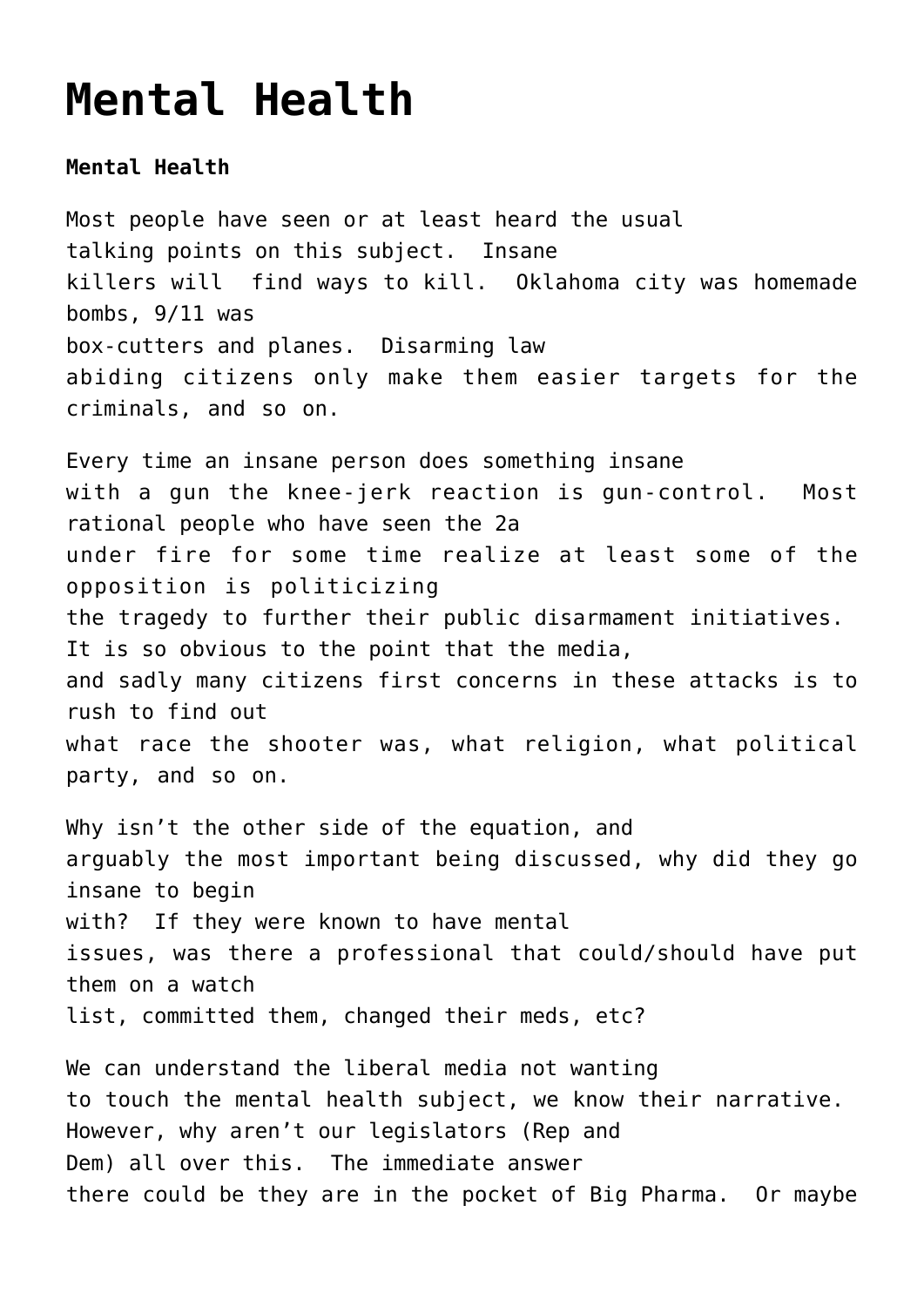# Mental Health

**Mental Health**

Most people have seen or at least heard the usual talking points on this subject. Insane killers will find ways to kill. Oklahoma city was homemade bombs, 9/11 was box-cutters and planes. Disarming law abiding citizens only make them easier targets for the criminals, and so on.

Every time an insane person does something insane with a gun the knee-jerk reaction is gun-control. Most rational people who have seen the 2a under fire for some time realize at least some of the opposition is politicizing the tragedy to further their public disarmament initiatives. It is so obvious to the point that the media, and sadly many citizens first concerns in these attacks is to rush to find out what race the shooter was, what religion, what political party, and so on.

Why isn't the other side of the equation, and arguably the most important being discussed, why did they go insane to begin with? If they were known to have mental issues, was there a professional that could/should have put them on a watch list, committed them, changed their meds, etc?

We can understand the liberal media not wanting to touch the mental health subject, we know their narrative. However, why aren't our legislators (Rep and Dem) all over this. The immediate answer there could be they are in the pocket of Big Pharma. Or maybe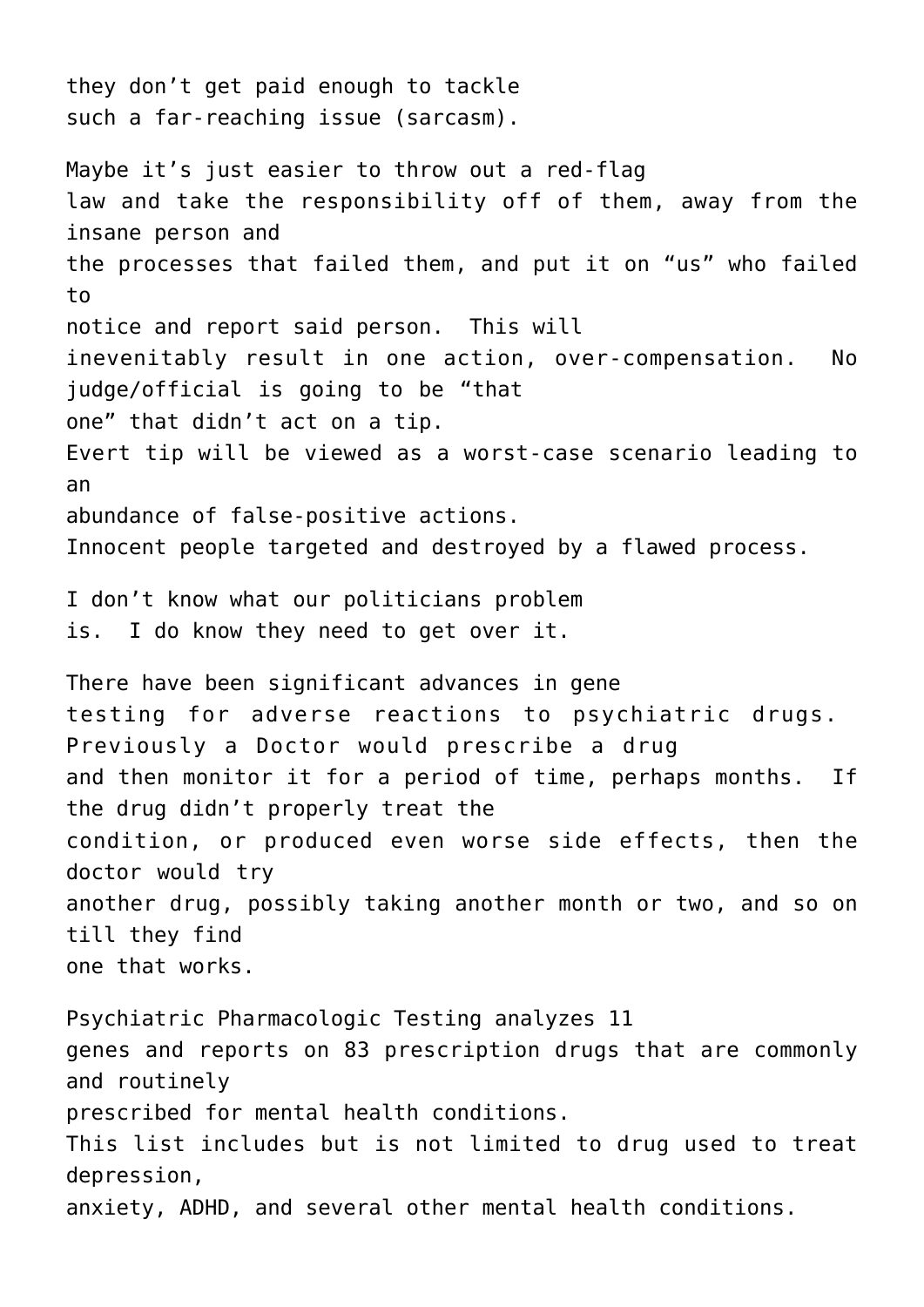they don't get paid enough to tackle such a far-reaching issue (sarcasm).

Maybe it's just easier to throw out a red-flag law and take the responsibility off of them, away from the insane person and the processes that failed them, and put it on "us" who failed to notice and report said person. This will ineveniitably result in one action, over-compensation. No judge/official is going to be "that one" that didn't act on a tip. Evert tip will be viewed as a worst-case scenario leading to an abundance of false-positive actions. Innocent people targeted and destroyed by a flawed process.

I don't know what our politicians problem is. I do know they need to get over it.

There have been significant advances in gene testing for adverse reactions to psychiatric drugs. Previously a Doctor would prescribe a drug and then monitor it for a period of time, perhaps months. If the drug didn't properly treat the condition, or produced even worse side effects, then the doctor would try another drug, possibly taking another month or two, and so on till they find one that works.

Psychiatric Pharmacologic Testing analyzes 11 genes and reports on 83 prescription drugs that are commonly and routinely prescribed for mental health conditions. This list includes but is not limited to drug used to treat depression, anxiety, ADHD, and several other mental health conditions.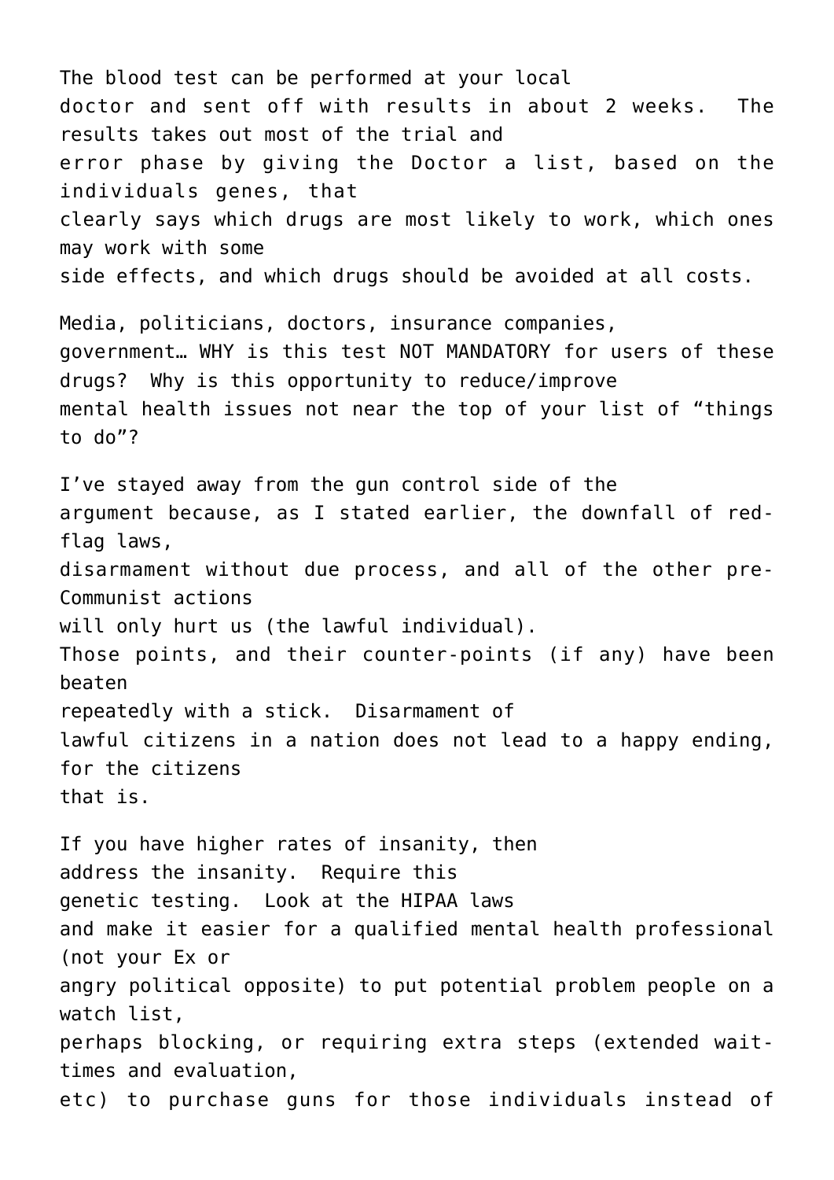The blood test can be performed at your local doctor and sent off with results in about 2 weeks. The results takes out most of the trial and error phase by giving the Doctor a list, based on the individuals genes, that clearly says which drugs are most likely to work, which ones may work with some side effects, and which drugs should be avoided at all costs.

Media, politicians, doctors, insurance companies, government… WHY is this test NOT MANDATORY for users of these drugs? Why is this opportunity to reduce/improve mental health issues not near the top of your list of "things to do"?

I've stayed away from the gun control side of the argument because, as I stated earlier, the downfall of red-flag laws, disarmament without due process, and all of the other pre-Communist actions will only hurt us (the lawful individual). Those points, and their counter-points (if any) have been beaten repeatedly with a stick. Disarmament of lawful citizens in a nation does not lead to a happy ending, for the citizens that is.

If you have higher rates of insanity, then address the insanity. Require this genetic testing. Look at the HIPAA laws and make it easier for a qualified mental health professional (not your Ex or angry political opposite) to put potential problem people on a watch list, perhaps blocking, or requiring extra steps (extended wait-times and evaluation, etc) to purchase guns for those individuals instead of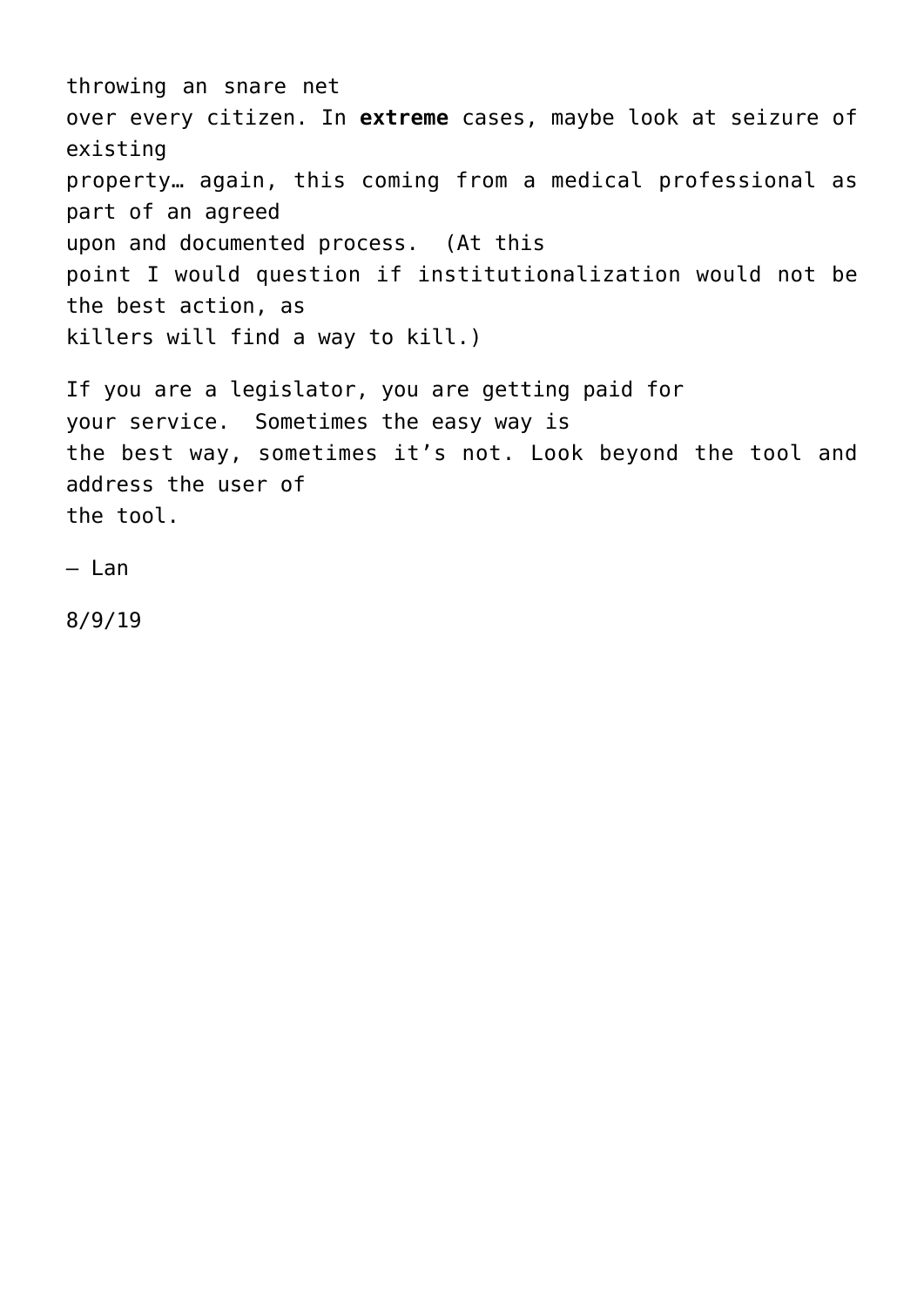throwing an snare net over every citizen. In **extreme** cases, maybe look at seizure of existing property… again, this coming from a medical professional as part of an agreed upon and documented process. (At this point I would question if institutionalization would not be the best action, as killers will find a way to kill.)

If you are a legislator, you are getting paid for your service. Sometimes the easy way is the best way, sometimes it's not. Look beyond the tool and address the user of the tool.

– Lan

8/9/19